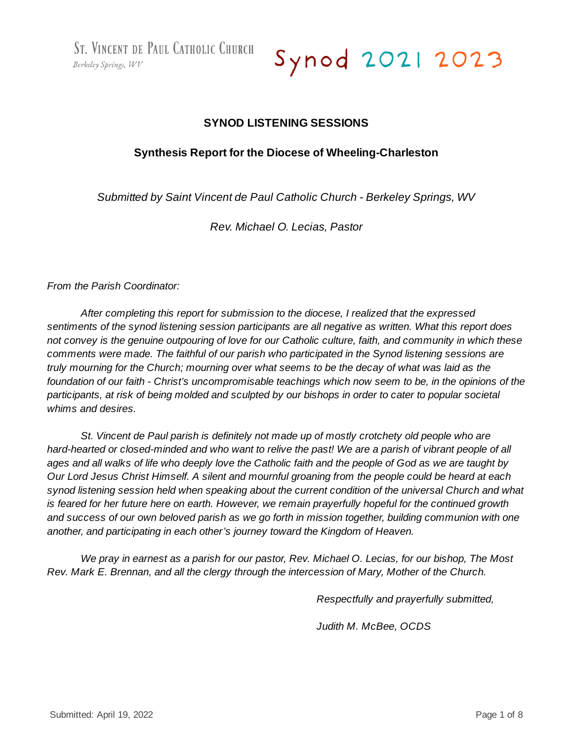St. Vincent de Paul Catholic Church
*Berkeley Springs, WV*

# Synod 2021 2023

## SYNOD LISTENING SESSIONS

### Synthesis Report for the Diocese of Wheeling-Charleston

*Submitted by Saint Vincent de Paul Catholic Church - Berkeley Springs, WV*

*Rev. Michael O. Lecias, Pastor*

*From the Parish Coordinator:*

*After completing this report for submission to the diocese, I realized that the expressed sentiments of the synod listening session participants are all negative as written. What this report does not convey is the genuine outpouring of love for our Catholic culture, faith, and community in which these comments were made. The faithful of our parish who participated in the Synod listening sessions are truly mourning for the Church; mourning over what seems to be the decay of what was laid as the foundation of our faith - Christ's uncompromisable teachings which now seem to be, in the opinions of the participants, at risk of being molded and sculpted by our bishops in order to cater to popular societal whims and desires.*

*St. Vincent de Paul parish is definitely not made up of mostly crotchety old people who are hard-hearted or closed-minded and who want to relive the past! We are a parish of vibrant people of all ages and all walks of life who deeply love the Catholic faith and the people of God as we are taught by Our Lord Jesus Christ Himself. A silent and mournful groaning from the people could be heard at each synod listening session held when speaking about the current condition of the universal Church and what is feared for her future here on earth. However, we remain prayerfully hopeful for the continued growth and success of our own beloved parish as we go forth in mission together, building communion with one another, and participating in each other's journey toward the Kingdom of Heaven.*

*We pray in earnest as a parish for our pastor, Rev. Michael O. Lecias, for our bishop, The Most Rev. Mark E. Brennan, and all the clergy through the intercession of Mary, Mother of the Church.*

*Respectfully and prayerfully submitted,*

*Judith M. McBee, OCDS*

Submitted: April 19, 2022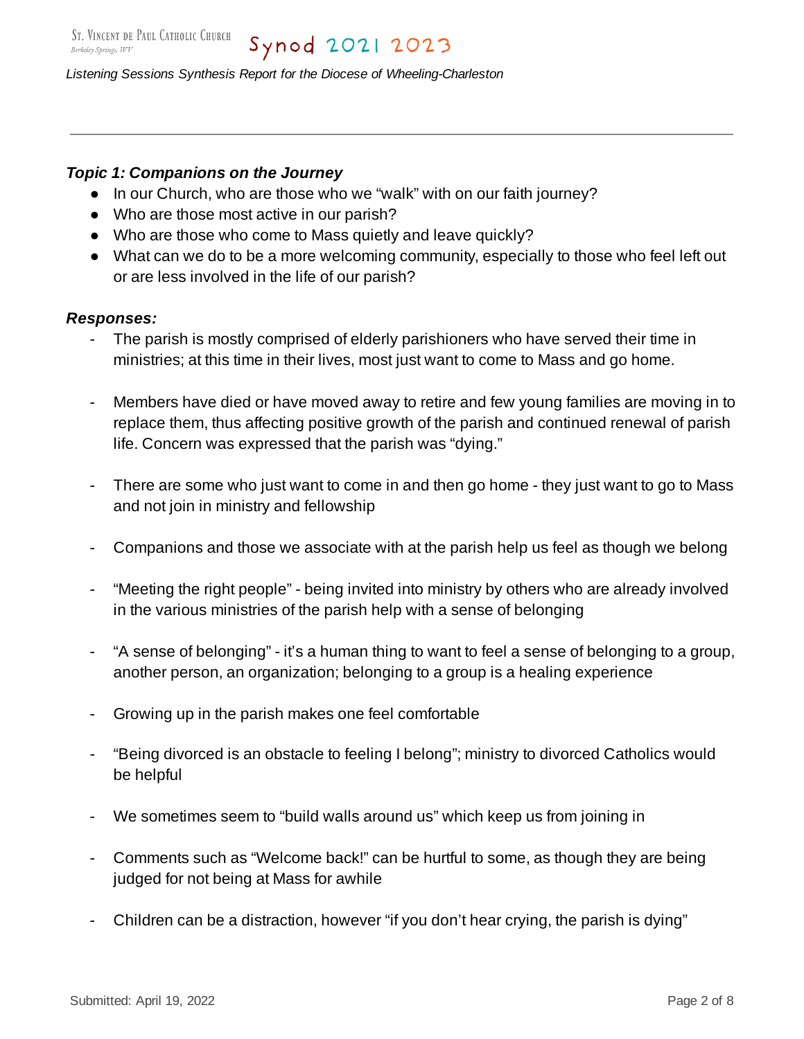***Topic 1: Companions on the Journey***

- In our Church, who are those who we "walk" with on our faith journey?
- Who are those most active in our parish?
- Who are those who come to Mass quietly and leave quickly?
- What can we do to be a more welcoming community, especially to those who feel left out or are less involved in the life of our parish?

***Responses:***

- The parish is mostly comprised of elderly parishioners who have served their time in ministries; at this time in their lives, most just want to come to Mass and go home.
- Members have died or have moved away to retire and few young families are moving in to replace them, thus affecting positive growth of the parish and continued renewal of parish life. Concern was expressed that the parish was "dying."
- There are some who just want to come in and then go home - they just want to go to Mass and not join in ministry and fellowship
- Companions and those we associate with at the parish help us feel as though we belong
- "Meeting the right people" - being invited into ministry by others who are already involved in the various ministries of the parish help with a sense of belonging
- "A sense of belonging" - it's a human thing to want to feel a sense of belonging to a group, another person, an organization; belonging to a group is a healing experience
- Growing up in the parish makes one feel comfortable
- "Being divorced is an obstacle to feeling I belong"; ministry to divorced Catholics would be helpful
- We sometimes seem to "build walls around us" which keep us from joining in
- Comments such as "Welcome back!" can be hurtful to some, as though they are being judged for not being at Mass for awhile
- Children can be a distraction, however "if you don't hear crying, the parish is dying"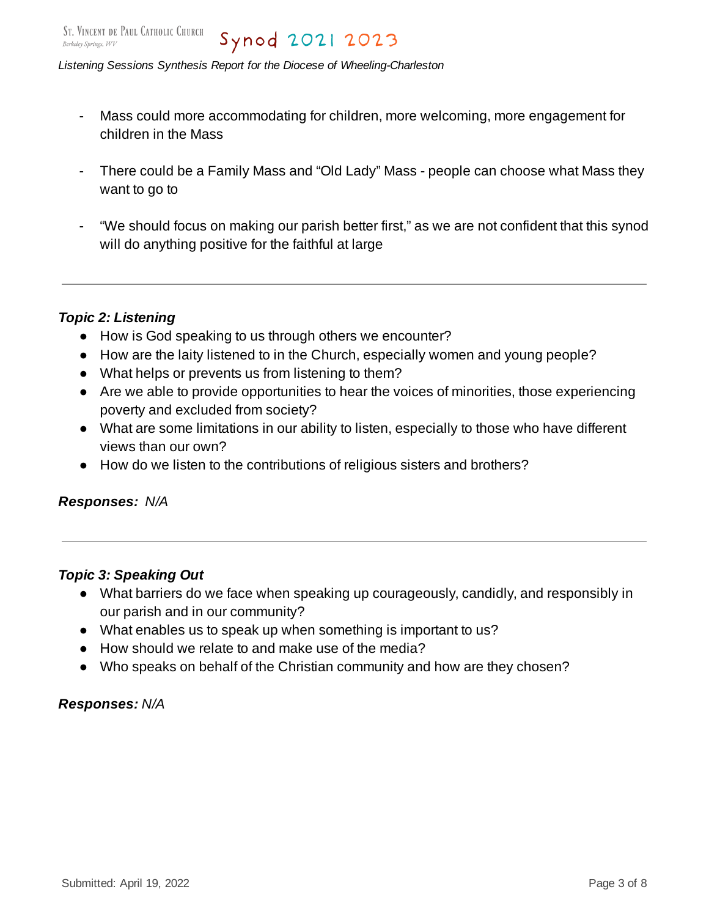- Mass could more accommodating for children, more welcoming, more engagement for children in the Mass

- There could be a Family Mass and "Old Lady" Mass - people can choose what Mass they want to go to

- "We should focus on making our parish better first," as we are not confident that this synod will do anything positive for the faithful at large

---

***Topic 2: Listening***

- How is God speaking to us through others we encounter?
- How are the laity listened to in the Church, especially women and young people?
- What helps or prevents us from listening to them?
- Are we able to provide opportunities to hear the voices of minorities, those experiencing poverty and excluded from society?
- What are some limitations in our ability to listen, especially to those who have different views than our own?
- How do we listen to the contributions of religious sisters and brothers?

***Responses:*** *N/A*

---

***Topic 3: Speaking Out***

- What barriers do we face when speaking up courageously, candidly, and responsibly in our parish and in our community?
- What enables us to speak up when something is important to us?
- How should we relate to and make use of the media?
- Who speaks on behalf of the Christian community and how are they chosen?

***Responses:*** *N/A*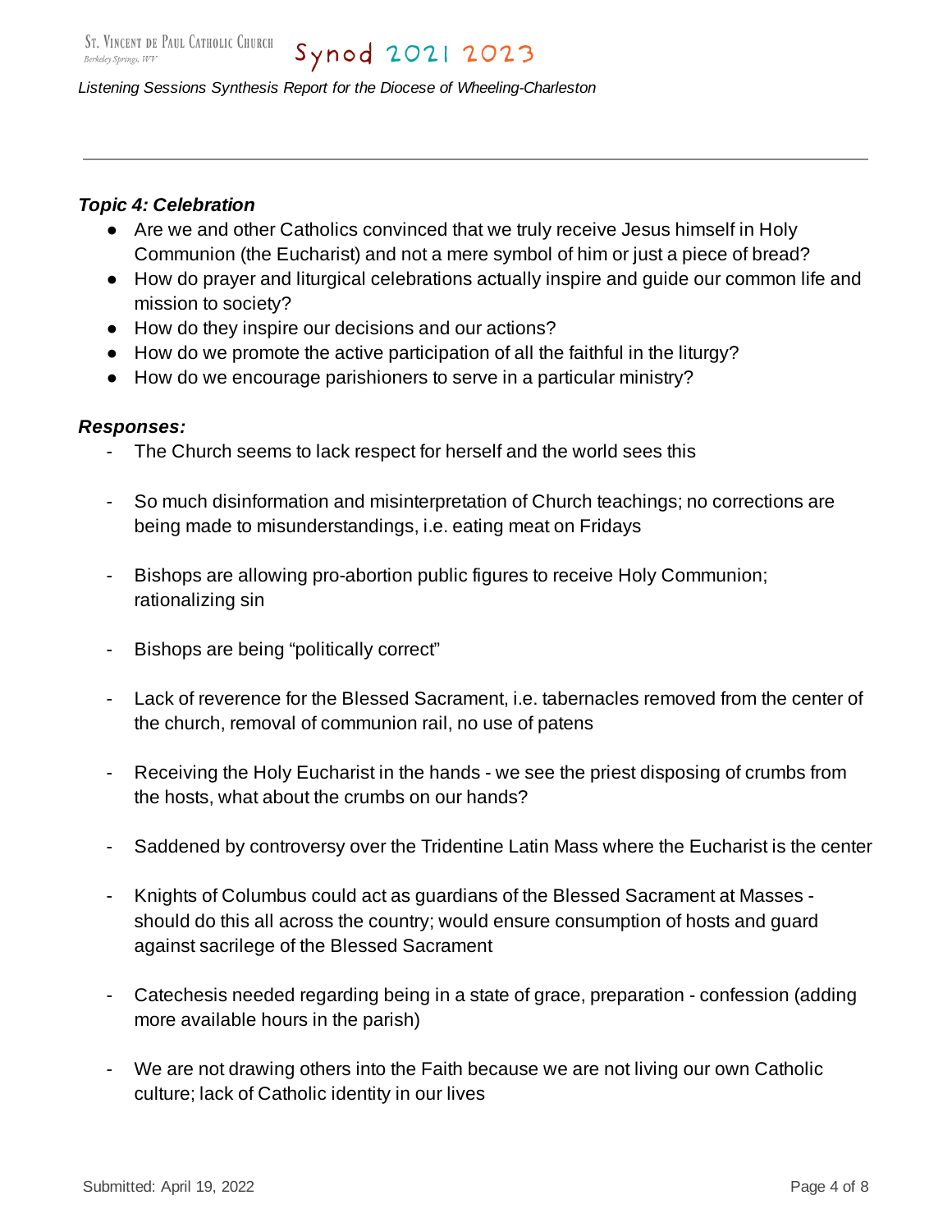### *Topic 4: Celebration*

- Are we and other Catholics convinced that we truly receive Jesus himself in Holy Communion (the Eucharist) and not a mere symbol of him or just a piece of bread?
- How do prayer and liturgical celebrations actually inspire and guide our common life and mission to society?
- How do they inspire our decisions and our actions?
- How do we promote the active participation of all the faithful in the liturgy?
- How do we encourage parishioners to serve in a particular ministry?

### *Responses:*

- The Church seems to lack respect for herself and the world sees this
- So much disinformation and misinterpretation of Church teachings; no corrections are being made to misunderstandings, i.e. eating meat on Fridays
- Bishops are allowing pro-abortion public figures to receive Holy Communion; rationalizing sin
- Bishops are being "politically correct"
- Lack of reverence for the Blessed Sacrament, i.e. tabernacles removed from the center of the church, removal of communion rail, no use of patens
- Receiving the Holy Eucharist in the hands - we see the priest disposing of crumbs from the hosts, what about the crumbs on our hands?
- Saddened by controversy over the Tridentine Latin Mass where the Eucharist is the center
- Knights of Columbus could act as guardians of the Blessed Sacrament at Masses - should do this all across the country; would ensure consumption of hosts and guard against sacrilege of the Blessed Sacrament
- Catechesis needed regarding being in a state of grace, preparation - confession (adding more available hours in the parish)
- We are not drawing others into the Faith because we are not living our own Catholic culture; lack of Catholic identity in our lives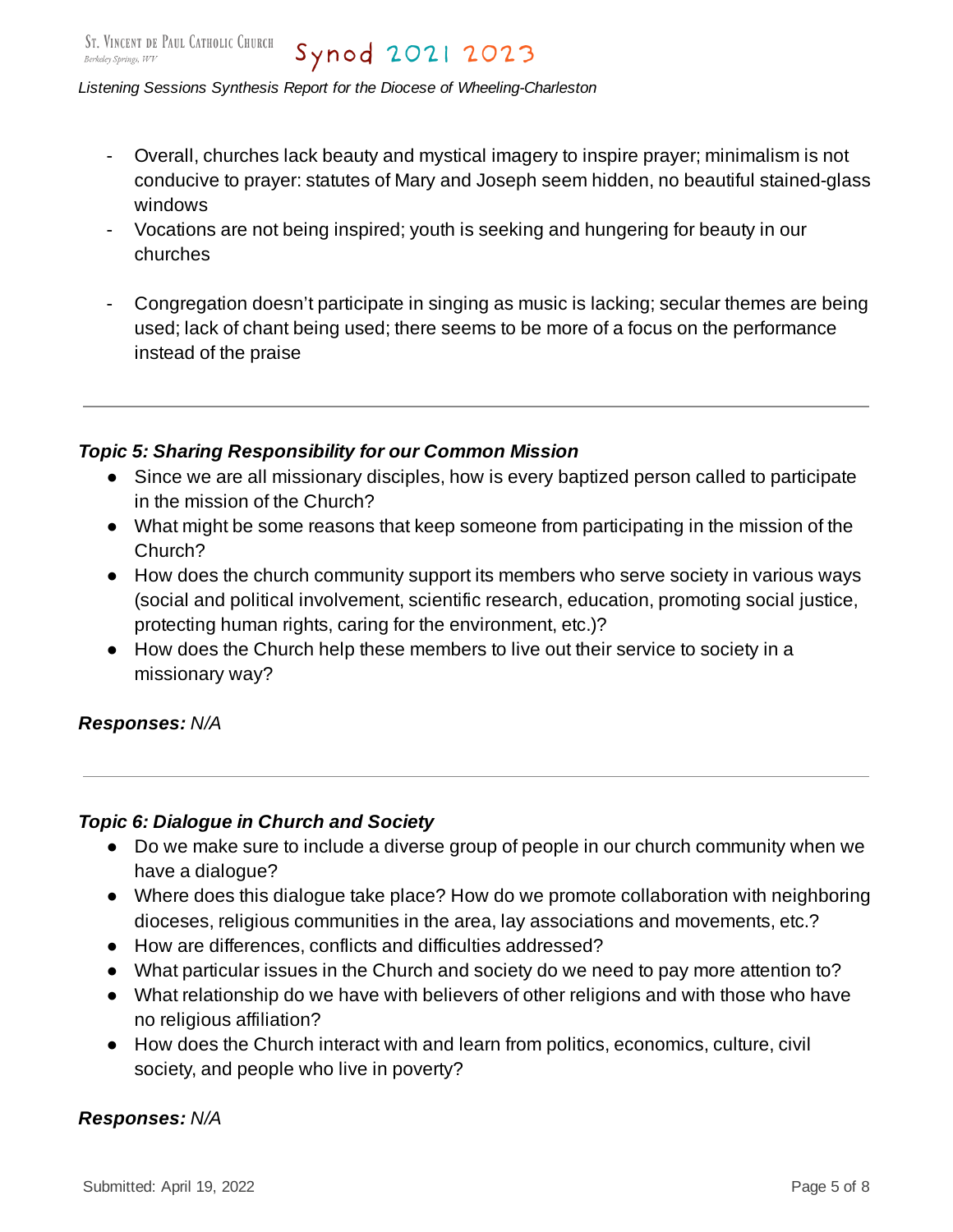- Overall, churches lack beauty and mystical imagery to inspire prayer; minimalism is not conducive to prayer: statutes of Mary and Joseph seem hidden, no beautiful stained-glass windows
- Vocations are not being inspired; youth is seeking and hungering for beauty in our churches

- Congregation doesn't participate in singing as music is lacking; secular themes are being used; lack of chant being used; there seems to be more of a focus on the performance instead of the praise

---

***Topic 5: Sharing Responsibility for our Common Mission***

- Since we are all missionary disciples, how is every baptized person called to participate in the mission of the Church?
- What might be some reasons that keep someone from participating in the mission of the Church?
- How does the church community support its members who serve society in various ways (social and political involvement, scientific research, education, promoting social justice, protecting human rights, caring for the environment, etc.)?
- How does the Church help these members to live out their service to society in a missionary way?

***Responses:*** *N/A*

---

***Topic 6: Dialogue in Church and Society***

- Do we make sure to include a diverse group of people in our church community when we have a dialogue?
- Where does this dialogue take place? How do we promote collaboration with neighboring dioceses, religious communities in the area, lay associations and movements, etc.?
- How are differences, conflicts and difficulties addressed?
- What particular issues in the Church and society do we need to pay more attention to?
- What relationship do we have with believers of other religions and with those who have no religious affiliation?
- How does the Church interact with and learn from politics, economics, culture, civil society, and people who live in poverty?

***Responses:*** *N/A*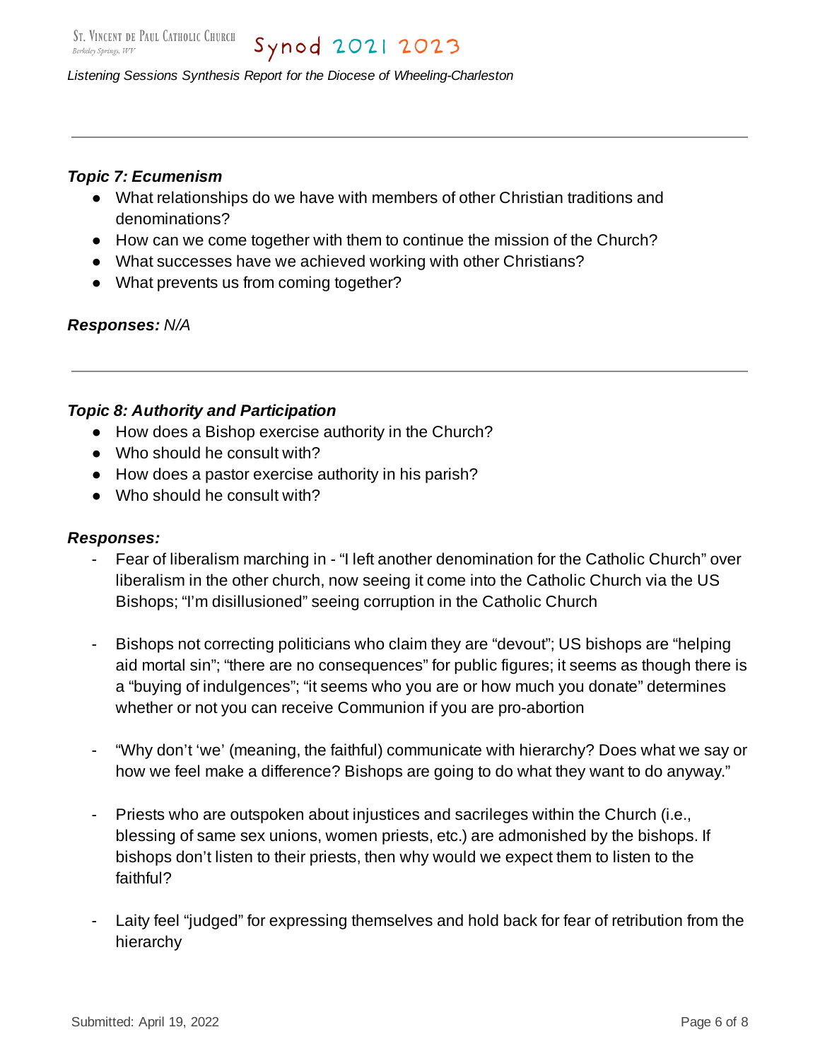---

***Topic 7: Ecumenism***

- What relationships do we have with members of other Christian traditions and denominations?
- How can we come together with them to continue the mission of the Church?
- What successes have we achieved working with other Christians?
- What prevents us from coming together?

***Responses:*** *N/A*

---

***Topic 8: Authority and Participation***

- How does a Bishop exercise authority in the Church?
- Who should he consult with?
- How does a pastor exercise authority in his parish?
- Who should he consult with?

***Responses:***

- Fear of liberalism marching in - "I left another denomination for the Catholic Church" over liberalism in the other church, now seeing it come into the Catholic Church via the US Bishops; "I'm disillusioned" seeing corruption in the Catholic Church

- Bishops not correcting politicians who claim they are "devout"; US bishops are "helping aid mortal sin"; "there are no consequences" for public figures; it seems as though there is a "buying of indulgences"; "it seems who you are or how much you donate" determines whether or not you can receive Communion if you are pro-abortion

- "Why don't 'we' (meaning, the faithful) communicate with hierarchy? Does what we say or how we feel make a difference? Bishops are going to do what they want to do anyway."

- Priests who are outspoken about injustices and sacrileges within the Church (i.e., blessing of same sex unions, women priests, etc.) are admonished by the bishops. If bishops don't listen to their priests, then why would we expect them to listen to the faithful?

- Laity feel "judged" for expressing themselves and hold back for fear of retribution from the hierarchy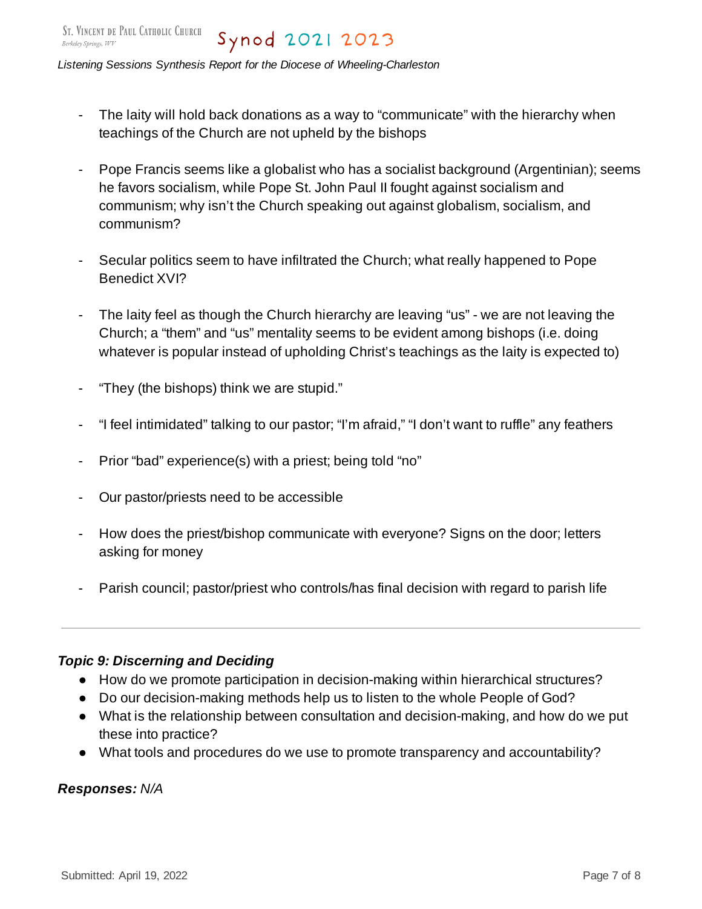- The laity will hold back donations as a way to "communicate" with the hierarchy when teachings of the Church are not upheld by the bishops

- Pope Francis seems like a globalist who has a socialist background (Argentinian); seems he favors socialism, while Pope St. John Paul II fought against socialism and communism; why isn't the Church speaking out against globalism, socialism, and communism?

- Secular politics seem to have infiltrated the Church; what really happened to Pope Benedict XVI?

- The laity feel as though the Church hierarchy are leaving "us" - we are not leaving the Church; a "them" and "us" mentality seems to be evident among bishops (i.e. doing whatever is popular instead of upholding Christ's teachings as the laity is expected to)

- "They (the bishops) think we are stupid."

- "I feel intimidated" talking to our pastor; "I'm afraid," "I don't want to ruffle" any feathers

- Prior "bad" experience(s) with a priest; being told "no"

- Our pastor/priests need to be accessible

- How does the priest/bishop communicate with everyone? Signs on the door; letters asking for money

- Parish council; pastor/priest who controls/has final decision with regard to parish life

---

### *Topic 9: Discerning and Deciding*

- How do we promote participation in decision-making within hierarchical structures?
- Do our decision-making methods help us to listen to the whole People of God?
- What is the relationship between consultation and decision-making, and how do we put these into practice?
- What tools and procedures do we use to promote transparency and accountability?

***Responses:*** *N/A*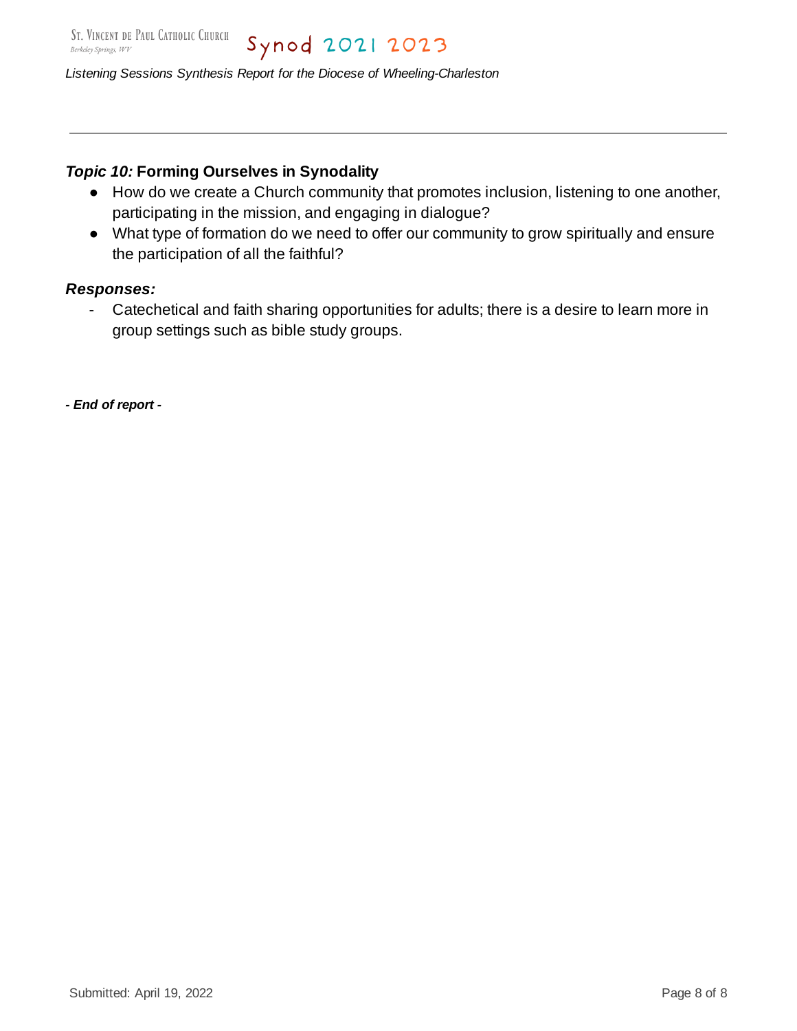***Topic 10:*** **Forming Ourselves in Synodality**

- How do we create a Church community that promotes inclusion, listening to one another, participating in the mission, and engaging in dialogue?
- What type of formation do we need to offer our community to grow spiritually and ensure the participation of all the faithful?

***Responses:***

- Catechetical and faith sharing opportunities for adults; there is a desire to learn more in group settings such as bible study groups.

***- End of report -***

Submitted: April 19, 2022